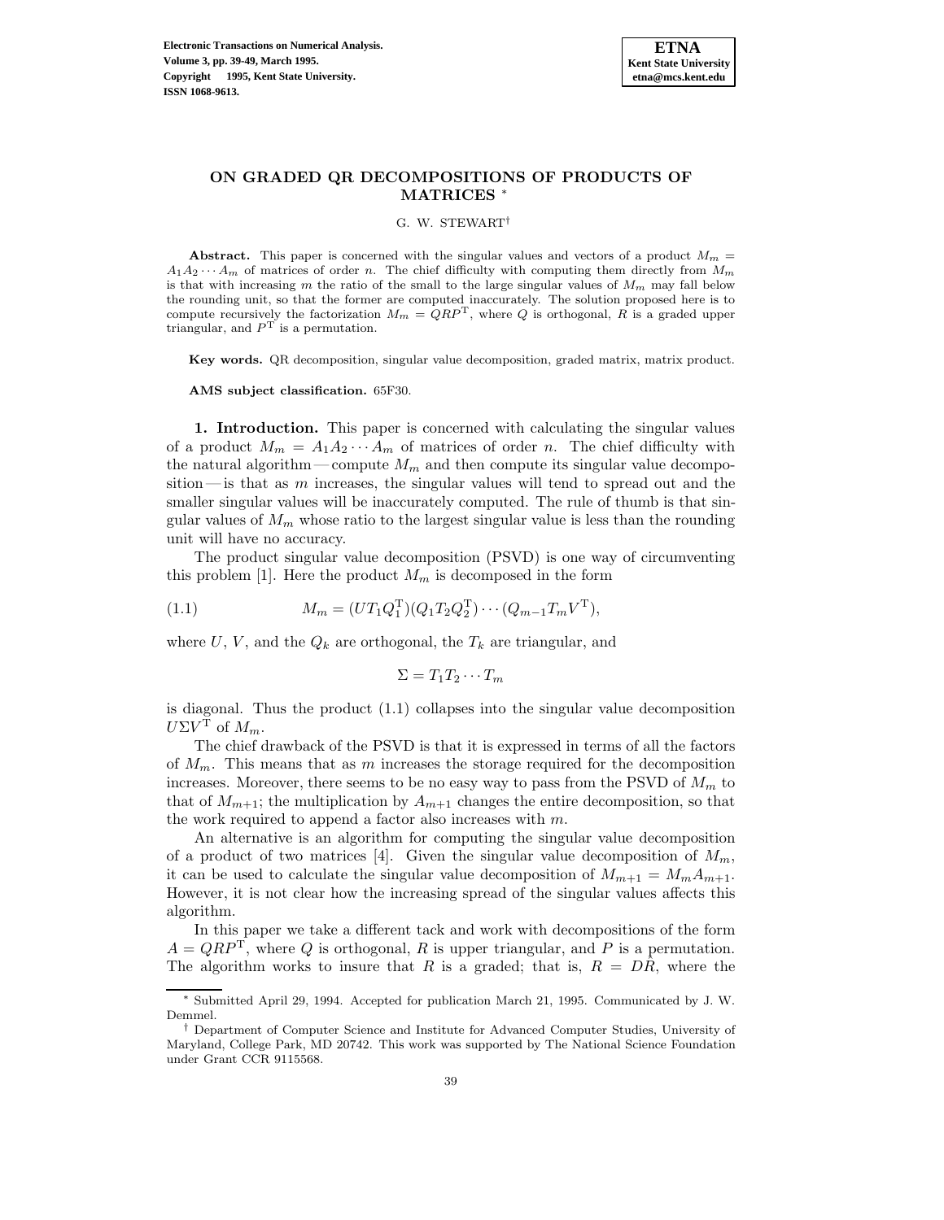# ON GRADED QR DECOMPOSITIONS OF PRODUCTS OF MATRICES *

G. W. STEWART†

**Abstract.** This paper is concerned with the singular values and vectors of a product $M_m = A_1A_2\cdots A_m$ of matrices of order $n$. The chief difficulty with computing them directly from $M_m$ is that with increasing $m$ the ratio of the small to the large singular values of $M_m$ may fall below the rounding unit, so that the former are computed inaccurately. The solution proposed here is to compute recursively the factorization $M_m = QRP^{\mathrm{T}}$, where $Q$ is orthogonal, $R$ is a graded upper triangular, and $P^{\mathrm{T}}$ is a permutation.

**Key words.** QR decomposition, singular value decomposition, graded matrix, matrix product.

**AMS subject classification.** 65F30.

**1. Introduction.** This paper is concerned with calculating the singular values of a product $M_m = A_1A_2\cdots A_m$ of matrices of order $n$. The chief difficulty with the natural algorithm — compute $M_m$ and then compute its singular value decomposition — is that as $m$ increases, the singular values will tend to spread out and the smaller singular values will be inaccurately computed. The rule of thumb is that singular values of $M_m$ whose ratio to the largest singular value is less than the rounding unit will have no accuracy.

The product singular value decomposition (PSVD) is one way of circumventing this problem [1]. Here the product $M_m$ is decomposed in the form

$$M_m = (UT_1Q_1^{\mathrm{T}})(Q_1T_2Q_2^{\mathrm{T}})\cdots(Q_{m-1}T_mV^{\mathrm{T}}), \tag{1.1}$$

where $U$, $V$, and the $Q_k$ are orthogonal, the $T_k$ are triangular, and

$$\Sigma = T_1T_2\cdots T_m$$

is diagonal. Thus the product (1.1) collapses into the singular value decomposition $U\Sigma V^{\mathrm{T}}$ of $M_m$.

The chief drawback of the PSVD is that it is expressed in terms of all the factors of $M_m$. This means that as $m$ increases the storage required for the decomposition increases. Moreover, there seems to be no easy way to pass from the PSVD of $M_m$ to that of $M_{m+1}$; the multiplication by $A_{m+1}$ changes the entire decomposition, so that the work required to append a factor also increases with $m$.

An alternative is an algorithm for computing the singular value decomposition of a product of two matrices [4]. Given the singular value decomposition of $M_m$, it can be used to calculate the singular value decomposition of $M_{m+1} = M_mA_{m+1}$. However, it is not clear how the increasing spread of the singular values affects this algorithm.

In this paper we take a different tack and work with decompositions of the form $A = QRP^{\mathrm{T}}$, where $Q$ is orthogonal, $R$ is upper triangular, and $P$ is a permutation. The algorithm works to insure that $R$ is a graded; that is, $R = D\hat{R}$, where the

---

* Submitted April 29, 1994. Accepted for publication March 21, 1995. Communicated by J. W. Demmel.

† Department of Computer Science and Institute for Advanced Computer Studies, University of Maryland, College Park, MD 20742. This work was supported by The National Science Foundation under Grant CCR 9115568.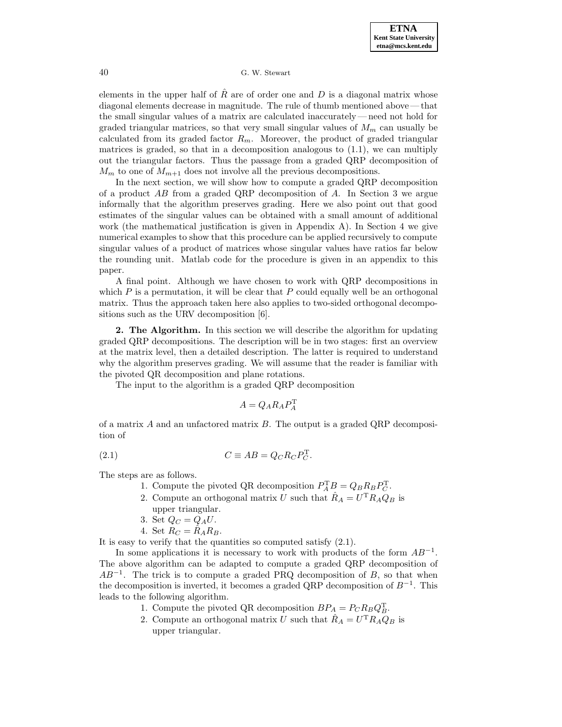elements in the upper half of $\hat{R}$ are of order one and $D$ is a diagonal matrix whose diagonal elements decrease in magnitude. The rule of thumb mentioned above — that the small singular values of a matrix are calculated inaccurately — need not hold for graded triangular matrices, so that very small singular values of $M_m$ can usually be calculated from its graded factor $R_m$. Moreover, the product of graded triangular matrices is graded, so that in a decomposition analogous to (1.1), we can multiply out the triangular factors. Thus the passage from a graded QRP decomposition of $M_m$ to one of $M_{m+1}$ does not involve all the previous decompositions.

In the next section, we will show how to compute a graded QRP decomposition of a product $AB$ from a graded QRP decomposition of $A$. In Section 3 we argue informally that the algorithm preserves grading. Here we also point out that good estimates of the singular values can be obtained with a small amount of additional work (the mathematical justification is given in Appendix A). In Section 4 we give numerical examples to show that this procedure can be applied recursively to compute singular values of a product of matrices whose singular values have ratios far below the rounding unit. Matlab code for the procedure is given in an appendix to this paper.

A final point. Although we have chosen to work with QRP decompositions in which $P$ is a permutation, it will be clear that $P$ could equally well be an orthogonal matrix. Thus the approach taken here also applies to two-sided orthogonal decompositions such as the URV decomposition [6].

## 2. The Algorithm.

In this section we will describe the algorithm for updating graded QRP decompositions. The description will be in two stages: first an overview at the matrix level, then a detailed description. The latter is required to understand why the algorithm preserves grading. We will assume that the reader is familiar with the pivoted QR decomposition and plane rotations.

The input to the algorithm is a graded QRP decomposition

$$A = Q_A R_A P_A^{\mathrm{T}}$$

of a matrix $A$ and an unfactored matrix $B$. The output is a graded QRP decomposition of

$$C \equiv AB = Q_C R_C P_C^{\mathrm{T}}. \tag{2.1}$$

The steps are as follows.

1. Compute the pivoted QR decomposition $P_A^{\mathrm{T}} B = Q_B R_B P_C^{\mathrm{T}}$.
2. Compute an orthogonal matrix $U$ such that $\hat{R}_A = U^{\mathrm{T}} R_A Q_B$ is upper triangular.
3. Set $Q_C = Q_A U$.
4. Set $R_C = \hat{R}_A R_B$.

It is easy to verify that the quantities so computed satisfy (2.1).

In some applications it is necessary to work with products of the form $AB^{-1}$. The above algorithm can be adapted to compute a graded QRP decomposition of $AB^{-1}$. The trick is to compute a graded PRQ decomposition of $B$, so that when the decomposition is inverted, it becomes a graded QRP decomposition of $B^{-1}$. This leads to the following algorithm.

1. Compute the pivoted QR decomposition $BP_A = P_C R_B Q_B^{\mathrm{T}}$.
2. Compute an orthogonal matrix $U$ such that $\hat{R}_A = U^{\mathrm{T}} R_A Q_B$ is upper triangular.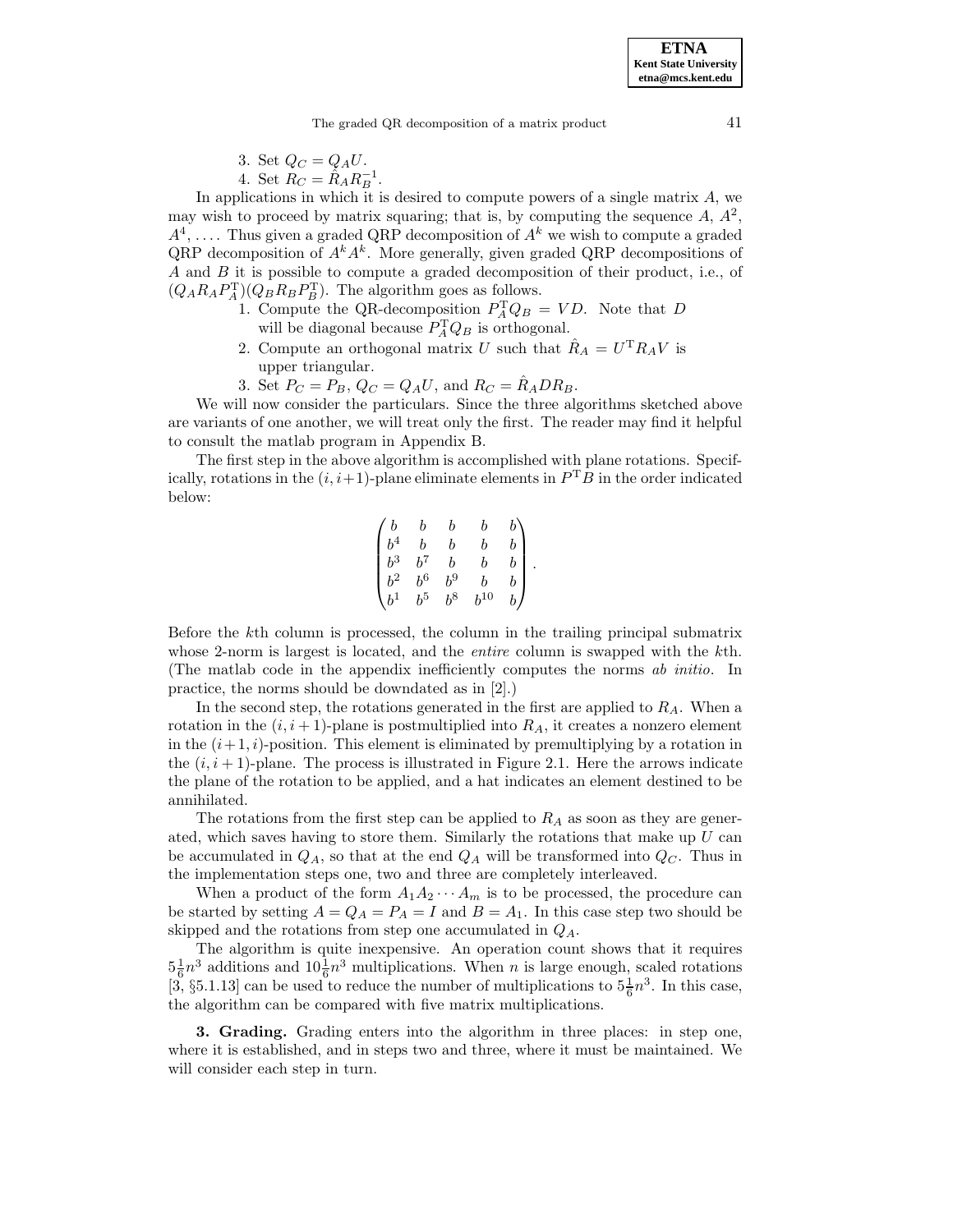3. Set $Q_C = Q_A U$.
4. Set $R_C = \hat{R}_A R_B^{-1}$.

In applications in which it is desired to compute powers of a single matrix $A$, we may wish to proceed by matrix squaring; that is, by computing the sequence $A$, $A^2$, $A^4$, .... Thus given a graded QRP decomposition of $A^k$ we wish to compute a graded QRP decomposition of $A^k A^k$. More generally, given graded QRP decompositions of $A$ and $B$ it is possible to compute a graded decomposition of their product, i.e., of $(Q_A R_A P_A^{\mathrm{T}})(Q_B R_B P_B^{\mathrm{T}})$. The algorithm goes as follows.

1. Compute the QR-decomposition $P_A^{\mathrm{T}} Q_B = VD$. Note that $D$ will be diagonal because $P_A^{\mathrm{T}} Q_B$ is orthogonal.
2. Compute an orthogonal matrix $U$ such that $\hat{R}_A = U^{\mathrm{T}} R_A V$ is upper triangular.
3. Set $P_C = P_B$, $Q_C = Q_A U$, and $R_C = \hat{R}_A D R_B$.

We will now consider the particulars. Since the three algorithms sketched above are variants of one another, we will treat only the first. The reader may find it helpful to consult the matlab program in Appendix B.

The first step in the above algorithm is accomplished with plane rotations. Specifically, rotations in the $(i, i+1)$-plane eliminate elements in $P^{\mathrm{T}} B$ in the order indicated below:

$$
\begin{pmatrix}
b & b & b & b & b \\
b^4 & b & b & b & b \\
b^3 & b^7 & b & b & b \\
b^2 & b^6 & b^9 & b & b \\
b^1 & b^5 & b^8 & b^{10} & b
\end{pmatrix}.
$$

Before the $k$th column is processed, the column in the trailing principal submatrix whose 2-norm is largest is located, and the *entire* column is swapped with the $k$th. (The matlab code in the appendix inefficiently computes the norms *ab initio*. In practice, the norms should be downdated as in [2].)

In the second step, the rotations generated in the first are applied to $R_A$. When a rotation in the $(i, i+1)$-plane is postmultiplied into $R_A$, it creates a nonzero element in the $(i+1, i)$-position. This element is eliminated by premultiplying by a rotation in the $(i, i+1)$-plane. The process is illustrated in Figure 2.1. Here the arrows indicate the plane of the rotation to be applied, and a hat indicates an element destined to be annihilated.

The rotations from the first step can be applied to $R_A$ as soon as they are generated, which saves having to store them. Similarly the rotations that make up $U$ can be accumulated in $Q_A$, so that at the end $Q_A$ will be transformed into $Q_C$. Thus in the implementation steps one, two and three are completely interleaved.

When a product of the form $A_1 A_2 \cdots A_m$ is to be processed, the procedure can be started by setting $A = Q_A = P_A = I$ and $B = A_1$. In this case step two should be skipped and the rotations from step one accumulated in $Q_A$.

The algorithm is quite inexpensive. An operation count shows that it requires $5\frac{1}{6}n^3$ additions and $10\frac{1}{6}n^3$ multiplications. When $n$ is large enough, scaled rotations [3, §5.1.13] can be used to reduce the number of multiplications to $5\frac{1}{6}n^3$. In this case, the algorithm can be compared with five matrix multiplications.

**3. Grading.** Grading enters into the algorithm in three places: in step one, where it is established, and in steps two and three, where it must be maintained. We will consider each step in turn.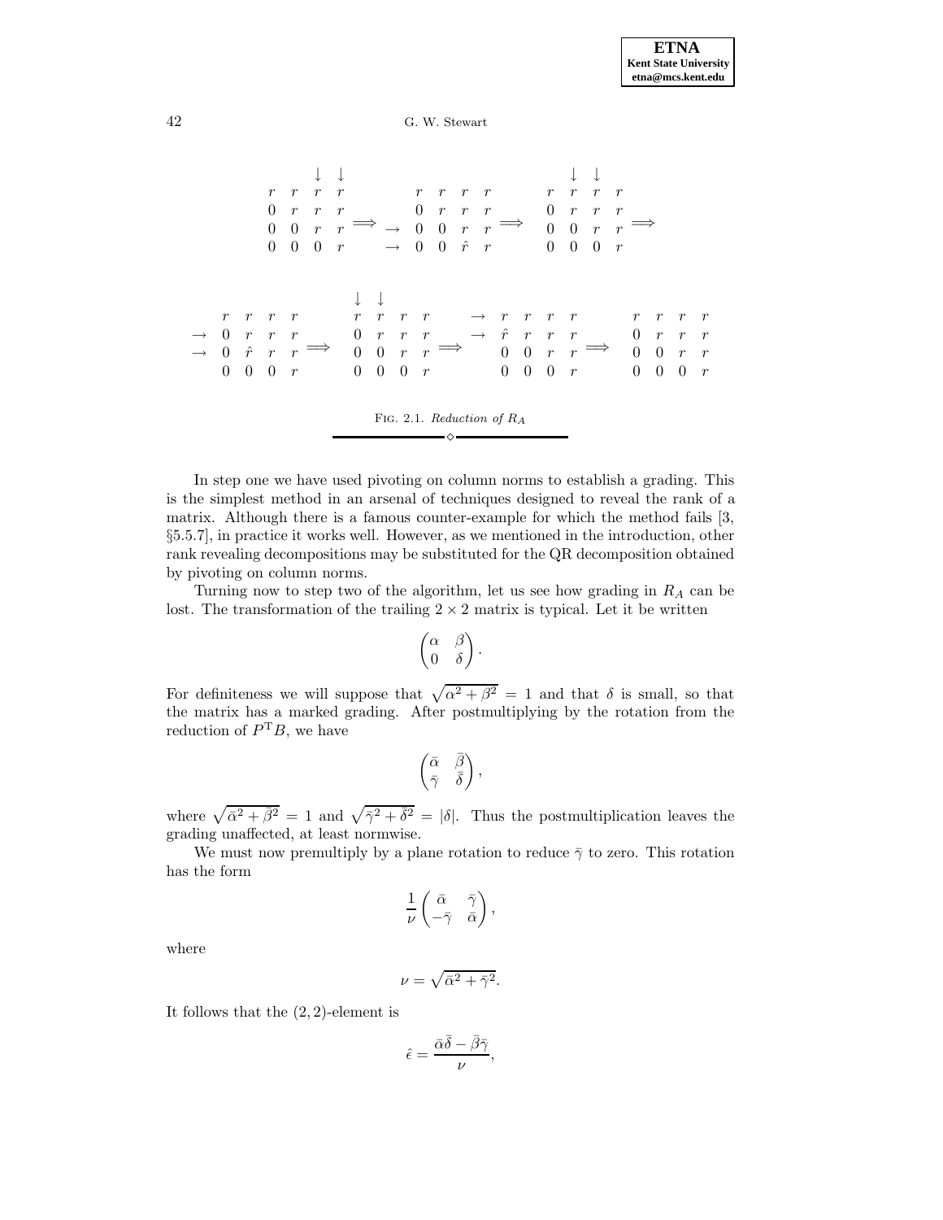$$
\begin{array}{cccc}
 & & \downarrow & \downarrow \\
r & r & r & r \\
0 & r & r & r \\
0 & 0 & r & r \\
0 & 0 & 0 & r
\end{array}
\Longrightarrow
\begin{array}{c}
 \\
 \\
 \\
\rightarrow \\
\rightarrow
\end{array}
\begin{array}{cccc}
 & & & \\
r & r & r & r \\
0 & r & r & r \\
0 & 0 & r & r \\
0 & 0 & \hat{r} & r
\end{array}
\Longrightarrow
\begin{array}{cccc}
 & \downarrow & \downarrow & \\
r & r & r & r \\
0 & r & r & r \\
0 & 0 & r & r \\
0 & 0 & 0 & r
\end{array}
\Longrightarrow
$$

$$
\begin{array}{c}
 \\
 \\
\rightarrow \\
\rightarrow \\
 \\
\end{array}
\begin{array}{cccc}
 & & & \\
r & r & r & r \\
0 & r & r & r \\
0 & \hat{r} & r & r \\
0 & 0 & 0 & r
\end{array}
\Longrightarrow
\begin{array}{cccc}
\downarrow & \downarrow & & \\
r & r & r & r \\
0 & r & r & r \\
0 & 0 & r & r \\
0 & 0 & 0 & r
\end{array}
\Longrightarrow
\begin{array}{c}
 \\
\rightarrow \\
\rightarrow \\
 \\
 \\
\end{array}
\begin{array}{cccc}
 & & & \\
r & r & r & r \\
\hat{r} & r & r & r \\
0 & 0 & r & r \\
0 & 0 & 0 & r
\end{array}
\Longrightarrow
\begin{array}{cccc}
 & & & \\
r & r & r & r \\
0 & r & r & r \\
0 & 0 & r & r \\
0 & 0 & 0 & r
\end{array}
$$

FIG. 2.1. *Reduction of $R_A$*

In step one we have used pivoting on column norms to establish a grading. This is the simplest method in an arsenal of techniques designed to reveal the rank of a matrix. Although there is a famous counter-example for which the method fails [3, §5.5.7], in practice it works well. However, as we mentioned in the introduction, other rank revealing decompositions may be substituted for the QR decomposition obtained by pivoting on column norms.

Turning now to step two of the algorithm, let us see how grading in $R_A$ can be lost. The transformation of the trailing $2 \times 2$ matrix is typical. Let it be written

$$
\begin{pmatrix} \alpha & \beta \\ 0 & \delta \end{pmatrix}.
$$

For definiteness we will suppose that $\sqrt{\alpha^2 + \beta^2} = 1$ and that $\delta$ is small, so that the matrix has a marked grading. After postmultiplying by the rotation from the reduction of $P^{\mathrm{T}}B$, we have

$$
\begin{pmatrix} \bar{\alpha} & \bar{\beta} \\ \bar{\gamma} & \bar{\delta} \end{pmatrix},
$$

where $\sqrt{\bar{\alpha}^2 + \bar{\beta}^2} = 1$ and $\sqrt{\bar{\gamma}^2 + \bar{\delta}^2} = |\delta|$. Thus the postmultiplication leaves the grading unaffected, at least normwise.

We must now premultiply by a plane rotation to reduce $\bar{\gamma}$ to zero. This rotation has the form

$$
\frac{1}{\nu}\begin{pmatrix} \bar{\alpha} & \bar{\gamma} \\ -\bar{\gamma} & \bar{\alpha} \end{pmatrix},
$$

where

$$
\nu = \sqrt{\bar{\alpha}^2 + \bar{\gamma}^2}.
$$

It follows that the $(2,2)$-element is

$$
\hat{\epsilon} = \frac{\bar{\alpha}\bar{\delta} - \bar{\beta}\bar{\gamma}}{\nu},
$$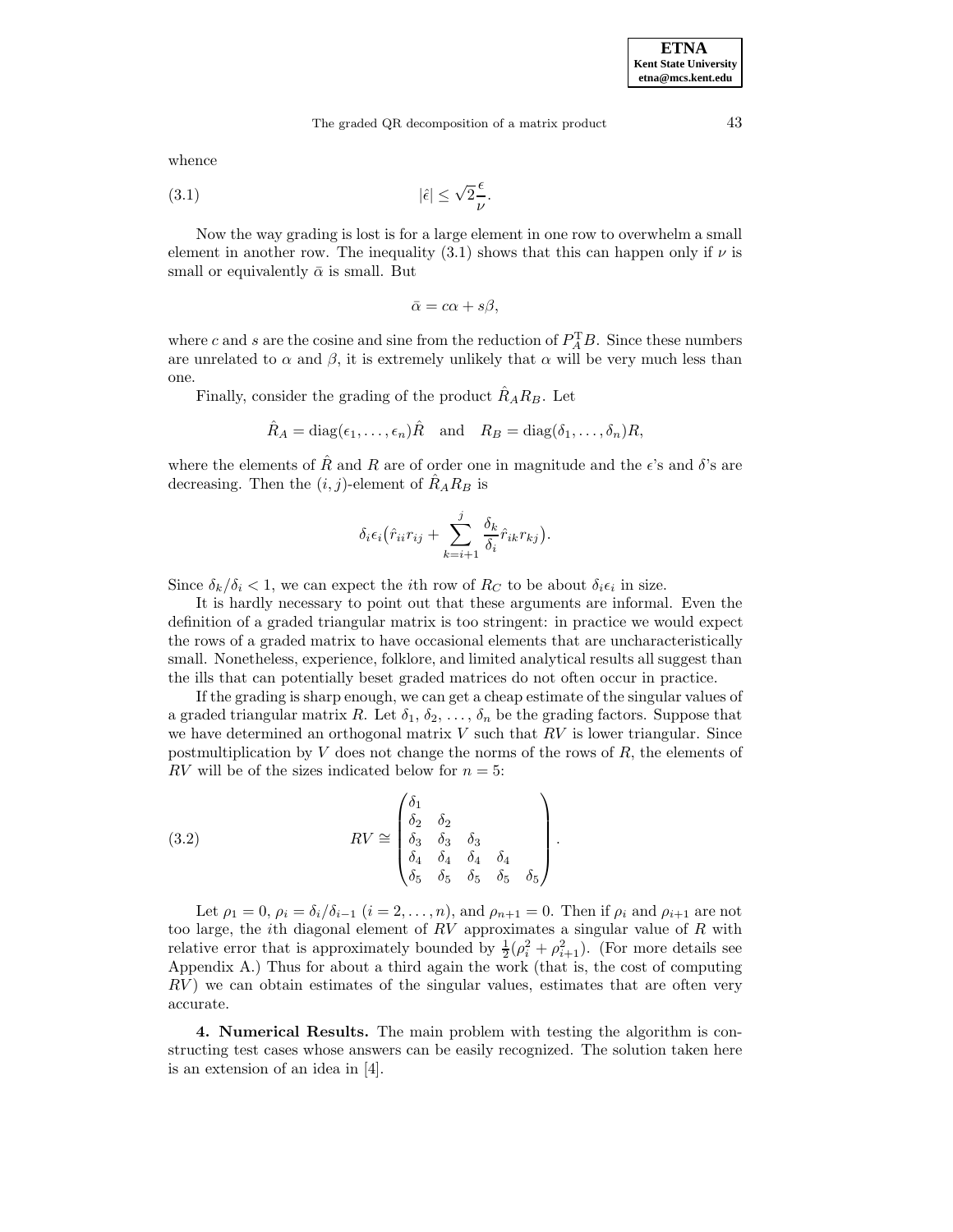whence

$$|\hat{\epsilon}| \leq \sqrt{2}\frac{\epsilon}{\nu}. \tag{3.1}$$

Now the way grading is lost is for a large element in one row to overwhelm a small element in another row. The inequality (3.1) shows that this can happen only if $\nu$ is small or equivalently $\bar{\alpha}$ is small. But

$$\bar{\alpha} = c\alpha + s\beta,$$

where $c$ and $s$ are the cosine and sine from the reduction of $P_A^{\mathrm{T}}B$. Since these numbers are unrelated to $\alpha$ and $\beta$, it is extremely unlikely that $\alpha$ will be very much less than one.

Finally, consider the grading of the product $\hat{R}_A R_B$. Let

$$\hat{R}_A = \mathrm{diag}(\epsilon_1, \ldots, \epsilon_n)\hat{R} \quad \text{and} \quad R_B = \mathrm{diag}(\delta_1, \ldots, \delta_n)R,$$

where the elements of $\hat{R}$ and $R$ are of order one in magnitude and the $\epsilon$'s and $\delta$'s are decreasing. Then the $(i, j)$-element of $\hat{R}_A R_B$ is

$$\delta_i \epsilon_i \big(\hat{r}_{ii} r_{ij} + \sum_{k=i+1}^{j} \frac{\delta_k}{\delta_i} \hat{r}_{ik} r_{kj}\big).$$

Since $\delta_k/\delta_i < 1$, we can expect the $i$th row of $R_C$ to be about $\delta_i \epsilon_i$ in size.

It is hardly necessary to point out that these arguments are informal. Even the definition of a graded triangular matrix is too stringent: in practice we would expect the rows of a graded matrix to have occasional elements that are uncharacteristically small. Nonetheless, experience, folklore, and limited analytical results all suggest than the ills that can potentially beset graded matrices do not often occur in practice.

If the grading is sharp enough, we can get a cheap estimate of the singular values of a graded triangular matrix $R$. Let $\delta_1, \delta_2, \ldots, \delta_n$ be the grading factors. Suppose that we have determined an orthogonal matrix $V$ such that $RV$ is lower triangular. Since postmultiplication by $V$ does not change the norms of the rows of $R$, the elements of $RV$ will be of the sizes indicated below for $n = 5$:

$$RV \cong \begin{pmatrix} \delta_1 & & & & \\ \delta_2 & \delta_2 & & & \\ \delta_3 & \delta_3 & \delta_3 & & \\ \delta_4 & \delta_4 & \delta_4 & \delta_4 & \\ \delta_5 & \delta_5 & \delta_5 & \delta_5 & \delta_5 \end{pmatrix}. \tag{3.2}$$

Let $\rho_1 = 0$, $\rho_i = \delta_i/\delta_{i-1}$ $(i = 2, \ldots, n)$, and $\rho_{n+1} = 0$. Then if $\rho_i$ and $\rho_{i+1}$ are not too large, the $i$th diagonal element of $RV$ approximates a singular value of $R$ with relative error that is approximately bounded by $\frac{1}{2}(\rho_i^2 + \rho_{i+1}^2)$. (For more details see Appendix A.) Thus for about a third again the work (that is, the cost of computing $RV$) we can obtain estimates of the singular values, estimates that are often very accurate.

**4. Numerical Results.** The main problem with testing the algorithm is constructing test cases whose answers can be easily recognized. The solution taken here is an extension of an idea in [4].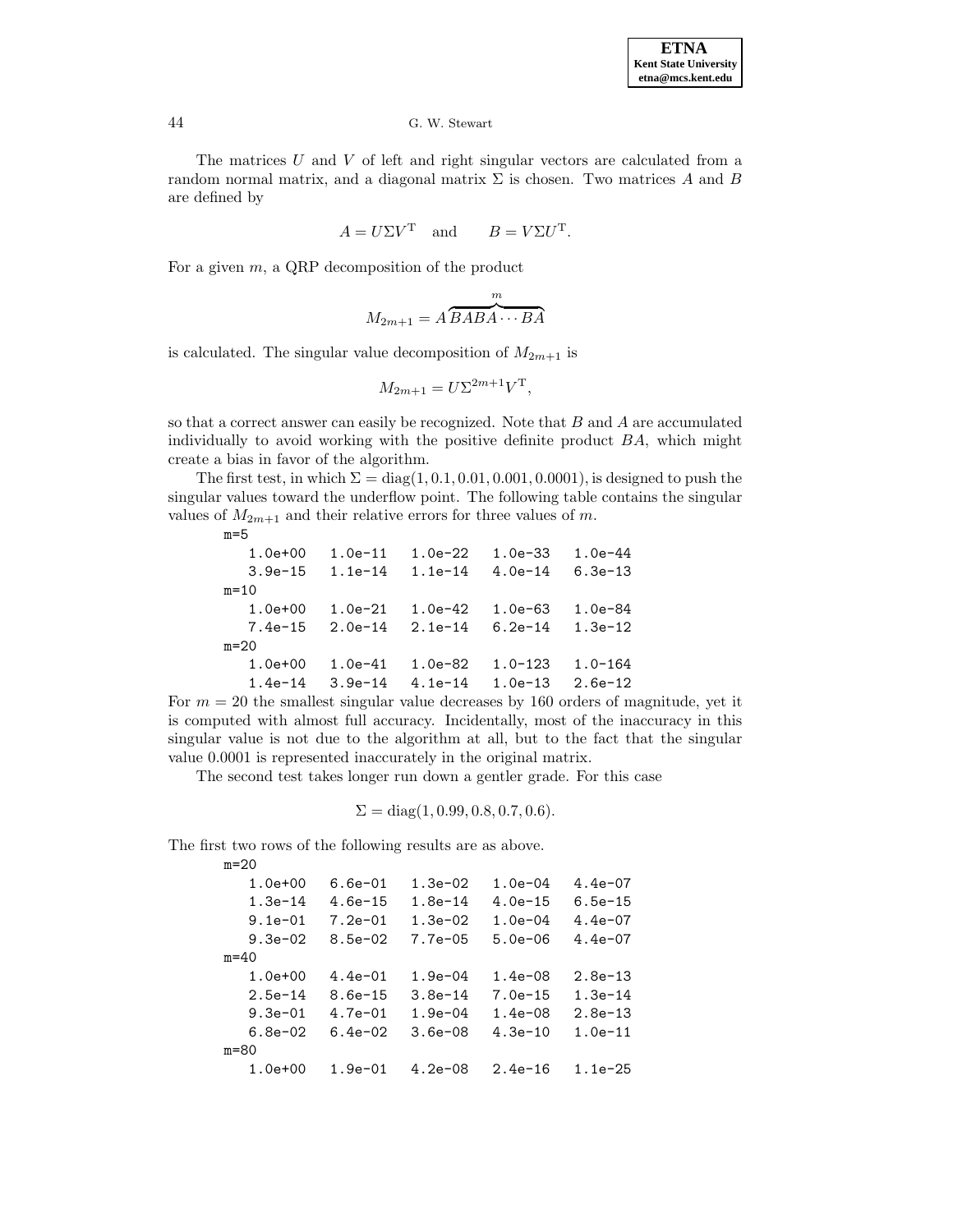The matrices $U$ and $V$ of left and right singular vectors are calculated from a random normal matrix, and a diagonal matrix $\Sigma$ is chosen. Two matrices $A$ and $B$ are defined by

$$A = U\Sigma V^{\mathrm{T}} \quad \text{and} \qquad B = V\Sigma U^{\mathrm{T}}.$$

For a given $m$, a QRP decomposition of the product

$$M_{2m+1} = A\overbrace{BABA\cdots BA}^{m}$$

is calculated. The singular value decomposition of $M_{2m+1}$ is

$$M_{2m+1} = U\Sigma^{2m+1}V^{\mathrm{T}},$$

so that a correct answer can easily be recognized. Note that $B$ and $A$ are accumulated individually to avoid working with the positive definite product $BA$, which might create a bias in favor of the algorithm.

The first test, in which $\Sigma = \mathrm{diag}(1, 0.1, 0.01, 0.001, 0.0001)$, is designed to push the singular values toward the underflow point. The following table contains the singular values of $M_{2m+1}$ and their relative errors for three values of $m$.

```
m=5
   1.0e+00   1.0e-11   1.0e-22   1.0e-33   1.0e-44
   3.9e-15   1.1e-14   1.1e-14   4.0e-14   6.3e-13
m=10
   1.0e+00   1.0e-21   1.0e-42   1.0e-63   1.0e-84
   7.4e-15   2.0e-14   2.1e-14   6.2e-14   1.3e-12
m=20
   1.0e+00   1.0e-41   1.0e-82   1.0-123   1.0-164
   1.4e-14   3.9e-14   4.1e-14   1.0e-13   2.6e-12
```

For $m = 20$ the smallest singular value decreases by 160 orders of magnitude, yet it is computed with almost full accuracy. Incidentally, most of the inaccuracy in this singular value is not due to the algorithm at all, but to the fact that the singular value 0.0001 is represented inaccurately in the original matrix.

The second test takes longer run down a gentler grade. For this case

$$\Sigma = \mathrm{diag}(1, 0.99, 0.8, 0.7, 0.6).$$

The first two rows of the following results are as above.

```
m=20
   1.0e+00   6.6e-01   1.3e-02   1.0e-04   4.4e-07
   1.3e-14   4.6e-15   1.8e-14   4.0e-15   6.5e-15
   9.1e-01   7.2e-01   1.3e-02   1.0e-04   4.4e-07
   9.3e-02   8.5e-02   7.7e-05   5.0e-06   4.4e-07
m=40
   1.0e+00   4.4e-01   1.9e-04   1.4e-08   2.8e-13
   2.5e-14   8.6e-15   3.8e-14   7.0e-15   1.3e-14
   9.3e-01   4.7e-01   1.9e-04   1.4e-08   2.8e-13
   6.8e-02   6.4e-02   3.6e-08   4.3e-10   1.0e-11
m=80
   1.0e+00   1.9e-01   4.2e-08   2.4e-16   1.1e-25
```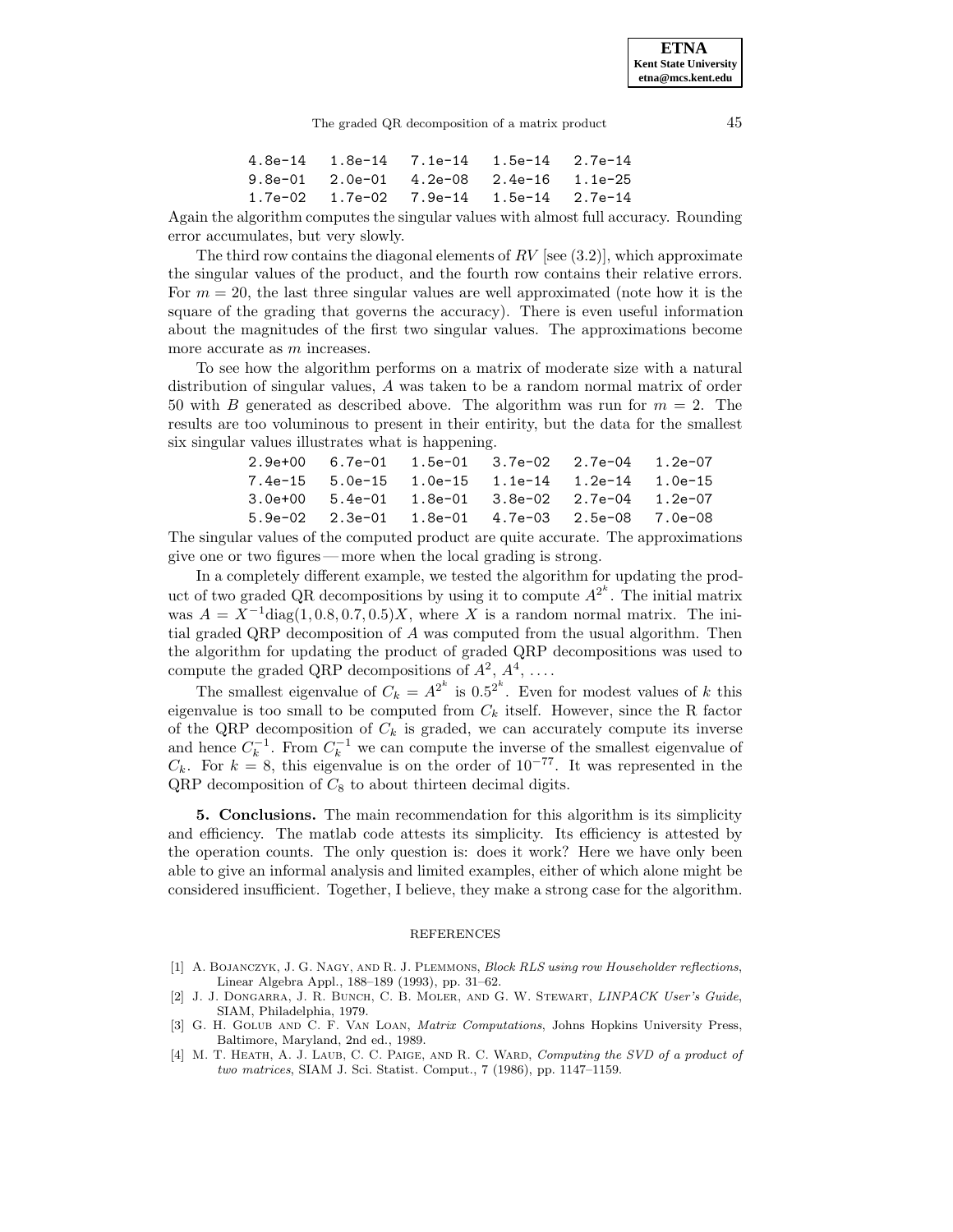```
4.8e-14   1.8e-14   7.1e-14   1.5e-14   2.7e-14
9.8e-01   2.0e-01   4.2e-08   2.4e-16   1.1e-25
1.7e-02   1.7e-02   7.9e-14   1.5e-14   2.7e-14
```

Again the algorithm computes the singular values with almost full accuracy. Rounding error accumulates, but very slowly.

The third row contains the diagonal elements of $RV$ [see (3.2)], which approximate the singular values of the product, and the fourth row contains their relative errors. For $m = 20$, the last three singular values are well approximated (note how it is the square of the grading that governs the accuracy). There is even useful information about the magnitudes of the first two singular values. The approximations become more accurate as $m$ increases.

To see how the algorithm performs on a matrix of moderate size with a natural distribution of singular values, $A$ was taken to be a random normal matrix of order 50 with $B$ generated as described above. The algorithm was run for $m = 2$. The results are too voluminous to present in their entirity, but the data for the smallest six singular values illustrates what is happening.

```
2.9e+00   6.7e-01   1.5e-01   3.7e-02   2.7e-04   1.2e-07
7.4e-15   5.0e-15   1.0e-15   1.1e-14   1.2e-14   1.0e-15
3.0e+00   5.4e-01   1.8e-01   3.8e-02   2.7e-04   1.2e-07
5.9e-02   2.3e-01   1.8e-01   4.7e-03   2.5e-08   7.0e-08
```

The singular values of the computed product are quite accurate. The approximations give one or two figures — more when the local grading is strong.

In a completely different example, we tested the algorithm for updating the product of two graded QR decompositions by using it to compute $A^{2^k}$. The initial matrix was $A = X^{-1}\mathrm{diag}(1, 0.8, 0.7, 0.5)X$, where $X$ is a random normal matrix. The initial graded QRP decomposition of $A$ was computed from the usual algorithm. Then the algorithm for updating the product of graded QRP decompositions was used to compute the graded QRP decompositions of $A^2$, $A^4$, $\ldots$.

The smallest eigenvalue of $C_k = A^{2^k}$ is $0.5^{2^k}$. Even for modest values of $k$ this eigenvalue is too small to be computed from $C_k$ itself. However, since the R factor of the QRP decomposition of $C_k$ is graded, we can accurately compute its inverse and hence $C_k^{-1}$. From $C_k^{-1}$ we can compute the inverse of the smallest eigenvalue of $C_k$. For $k = 8$, this eigenvalue is on the order of $10^{-77}$. It was represented in the QRP decomposition of $C_8$ to about thirteen decimal digits.

**5. Conclusions.** The main recommendation for this algorithm is its simplicity and efficiency. The matlab code attests its simplicity. Its efficiency is attested by the operation counts. The only question is: does it work? Here we have only been able to give an informal analysis and limited examples, either of which alone might be considered insufficient. Together, I believe, they make a strong case for the algorithm.

## REFERENCES

[1] A. Bojanczyk, J. G. Nagy, and R. J. Plemmons, *Block RLS using row Householder reflections*, Linear Algebra Appl., 188–189 (1993), pp. 31–62.

[2] J. J. Dongarra, J. R. Bunch, C. B. Moler, and G. W. Stewart, *LINPACK User's Guide*, SIAM, Philadelphia, 1979.

[3] G. H. Golub and C. F. Van Loan, *Matrix Computations*, Johns Hopkins University Press, Baltimore, Maryland, 2nd ed., 1989.

[4] M. T. Heath, A. J. Laub, C. C. Paige, and R. C. Ward, *Computing the SVD of a product of two matrices*, SIAM J. Sci. Statist. Comput., 7 (1986), pp. 1147–1159.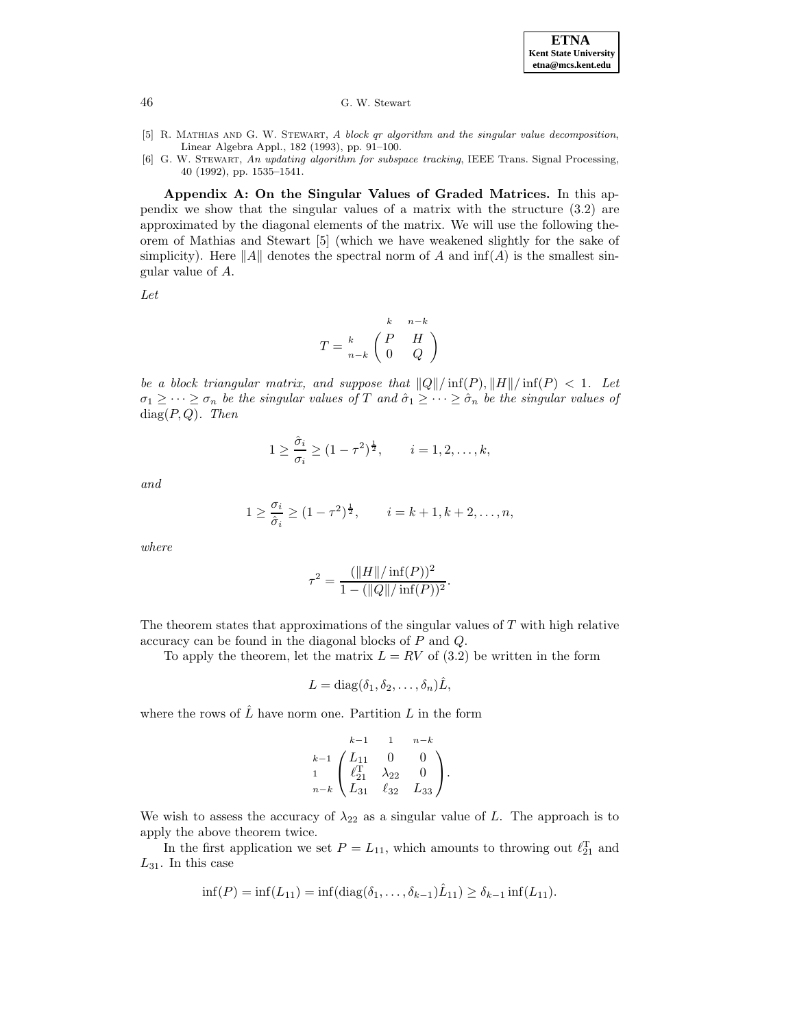[5] R. Mathias and G. W. Stewart, *A block qr algorithm and the singular value decomposition*, Linear Algebra Appl., 182 (1993), pp. 91–100.

[6] G. W. Stewart, *An updating algorithm for subspace tracking*, IEEE Trans. Signal Processing, 40 (1992), pp. 1535–1541.

**Appendix A: On the Singular Values of Graded Matrices.** In this appendix we show that the singular values of a matrix with the structure (3.2) are approximated by the diagonal elements of the matrix. We will use the following theorem of Mathias and Stewart [5] (which we have weakened slightly for the sake of simplicity). Here $\|A\|$ denotes the spectral norm of $A$ and $\inf(A)$ is the smallest singular value of $A$.

*Let*

$$T = \begin{matrix} & \begin{matrix} k & n-k \end{matrix} \\ \begin{matrix} k \\ n-k \end{matrix} & \begin{pmatrix} P & H \\ 0 & Q \end{pmatrix} \end{matrix}$$

*be a block triangular matrix, and suppose that $\|Q\|/\inf(P), \|H\|/\inf(P) < 1$. Let $\sigma_1 \geq \cdots \geq \sigma_n$ be the singular values of $T$ and $\hat{\sigma}_1 \geq \cdots \geq \hat{\sigma}_n$ be the singular values of $\operatorname{diag}(P, Q)$. Then*

$$1 \geq \frac{\hat{\sigma}_i}{\sigma_i} \geq (1 - \tau^2)^{\frac{1}{2}}, \qquad i = 1, 2, \ldots, k,$$

*and*

$$1 \geq \frac{\sigma_i}{\hat{\sigma}_i} \geq (1 - \tau^2)^{\frac{1}{2}}, \qquad i = k+1, k+2, \ldots, n,$$

*where*

$$\tau^2 = \frac{(\|H\|/\inf(P))^2}{1 - (\|Q\|/\inf(P))^2}.$$

The theorem states that approximations of the singular values of $T$ with high relative accuracy can be found in the diagonal blocks of $P$ and $Q$.

To apply the theorem, let the matrix $L = RV$ of (3.2) be written in the form

$$L = \operatorname{diag}(\delta_1, \delta_2, \ldots, \delta_n)\hat{L},$$

where the rows of $\hat{L}$ have norm one. Partition $L$ in the form

$$\begin{matrix} & \begin{matrix} k-1 & 1 & n-k \end{matrix} \\ \begin{matrix} k-1 \\ 1 \\ n-k \end{matrix} & \begin{pmatrix} L_{11} & 0 & 0 \\ \ell_{21}^{\mathrm{T}} & \lambda_{22} & 0 \\ L_{31} & \ell_{32} & L_{33} \end{pmatrix} \end{matrix}.$$

We wish to assess the accuracy of $\lambda_{22}$ as a singular value of $L$. The approach is to apply the above theorem twice.

In the first application we set $P = L_{11}$, which amounts to throwing out $\ell_{21}^{\mathrm{T}}$ and $L_{31}$. In this case

$$\inf(P) = \inf(L_{11}) = \inf(\operatorname{diag}(\delta_1, \ldots, \delta_{k-1})\hat{L}_{11}) \geq \delta_{k-1} \inf(L_{11}).$$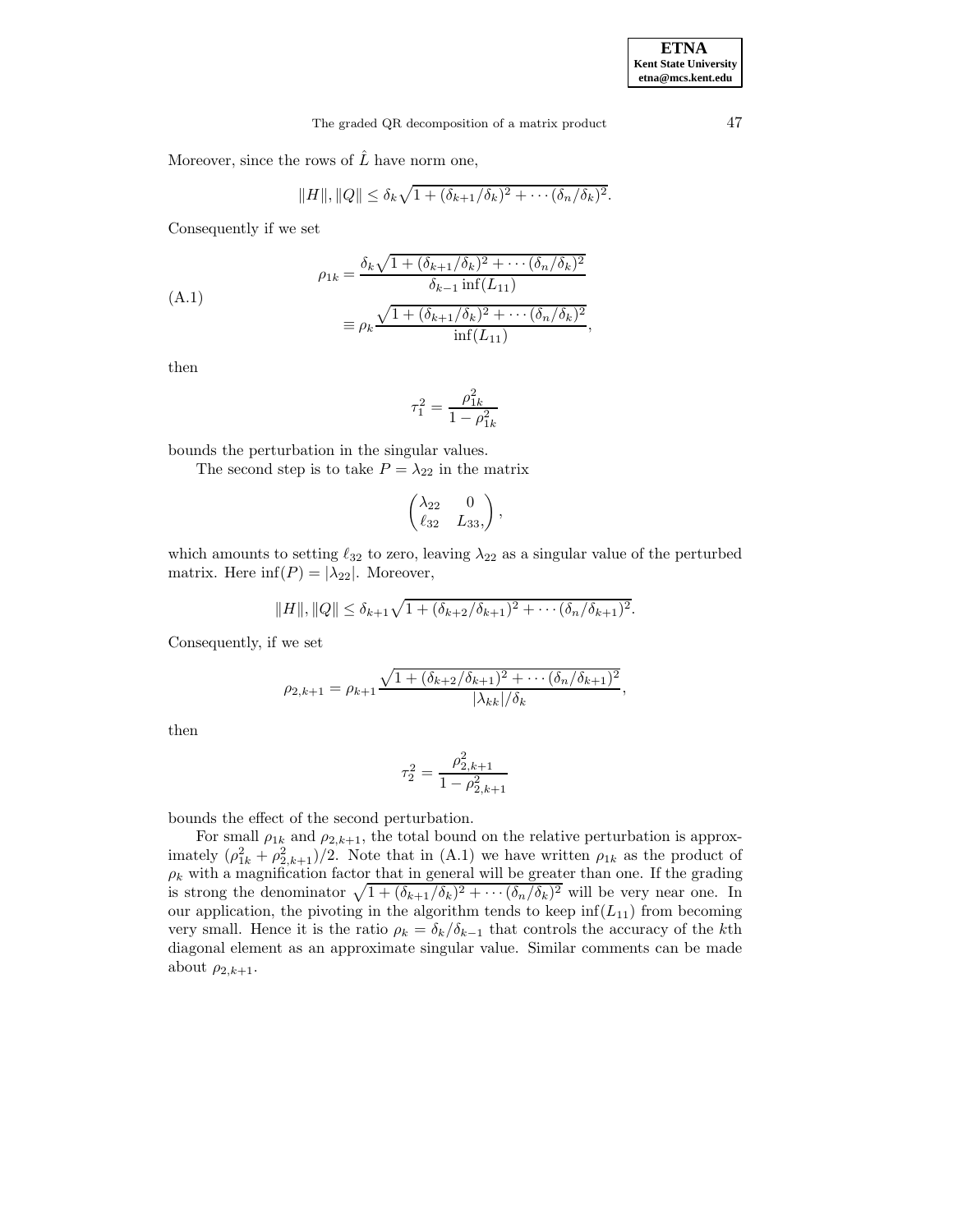Moreover, since the rows of $\hat{L}$ have norm one,

$$\|H\|, \|Q\| \leq \delta_k \sqrt{1 + (\delta_{k+1}/\delta_k)^2 + \cdots (\delta_n/\delta_k)^2}.$$

Consequently if we set

$$\begin{aligned}\rho_{1k} &= \frac{\delta_k \sqrt{1 + (\delta_{k+1}/\delta_k)^2 + \cdots (\delta_n/\delta_k)^2}}{\delta_{k-1} \inf(L_{11})} \\ &\equiv \rho_k \frac{\sqrt{1 + (\delta_{k+1}/\delta_k)^2 + \cdots (\delta_n/\delta_k)^2}}{\inf(L_{11})},\end{aligned} \tag{A.1}$$

then

$$\tau_1^2 = \frac{\rho_{1k}^2}{1 - \rho_{1k}^2}$$

bounds the perturbation in the singular values.

The second step is to take $P = \lambda_{22}$ in the matrix

$$\begin{pmatrix} \lambda_{22} & 0 \\ \ell_{32} & L_{33}, \end{pmatrix},$$

which amounts to setting $\ell_{32}$ to zero, leaving $\lambda_{22}$ as a singular value of the perturbed matrix. Here $\inf(P) = |\lambda_{22}|$. Moreover,

$$\|H\|, \|Q\| \leq \delta_{k+1} \sqrt{1 + (\delta_{k+2}/\delta_{k+1})^2 + \cdots (\delta_n/\delta_{k+1})^2}.$$

Consequently, if we set

$$\rho_{2,k+1} = \rho_{k+1} \frac{\sqrt{1 + (\delta_{k+2}/\delta_{k+1})^2 + \cdots (\delta_n/\delta_{k+1})^2}}{|\lambda_{kk}|/\delta_k},$$

then

$$\tau_2^2 = \frac{\rho_{2,k+1}^2}{1 - \rho_{2,k+1}^2}$$

bounds the effect of the second perturbation.

For small $\rho_{1k}$ and $\rho_{2,k+1}$, the total bound on the relative perturbation is approximately $(\rho_{1k}^2 + \rho_{2,k+1}^2)/2$. Note that in (A.1) we have written $\rho_{1k}$ as the product of $\rho_k$ with a magnification factor that in general will be greater than one. If the grading is strong the denominator $\sqrt{1 + (\delta_{k+1}/\delta_k)^2 + \cdots (\delta_n/\delta_k)^2}$ will be very near one. In our application, the pivoting in the algorithm tends to keep $\inf(L_{11})$ from becoming very small. Hence it is the ratio $\rho_k = \delta_k/\delta_{k-1}$ that controls the accuracy of the $k$th diagonal element as an approximate singular value. Similar comments can be made about $\rho_{2,k+1}$.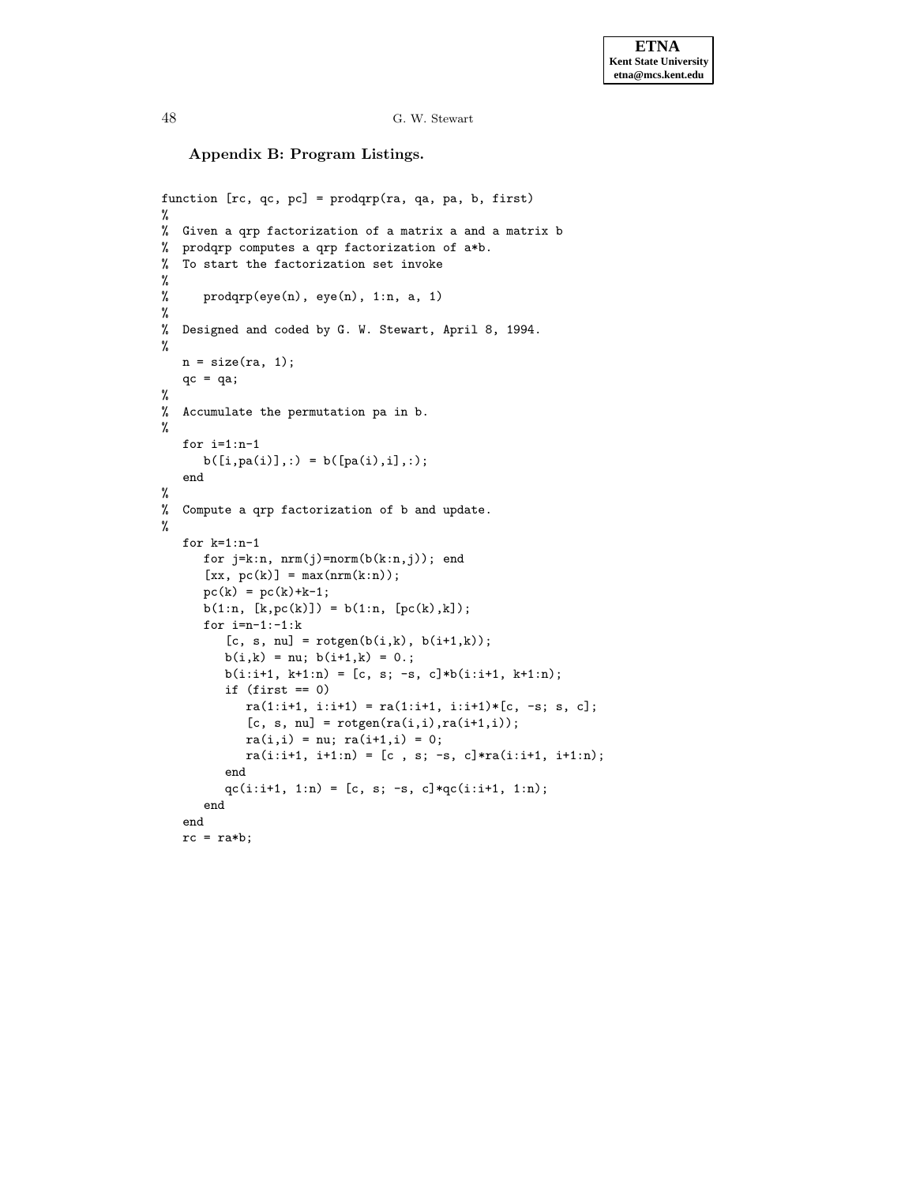### Appendix B: Program Listings.

```
function [rc, qc, pc] = prodqrp(ra, qa, pa, b, first)
%
%  Given a qrp factorization of a matrix a and a matrix b
%  prodqrp computes a qrp factorization of a*b.
%  To start the factorization set invoke
%
%     prodqrp(eye(n), eye(n), 1:n, a, 1)
%
%  Designed and coded by G. W. Stewart, April 8, 1994.
%
   n = size(ra, 1);
   qc = qa;
%
%  Accumulate the permutation pa in b.
%
   for i=1:n-1
      b([i,pa(i)],:) = b([pa(i),i],:);
   end
%
%  Compute a qrp factorization of b and update.
%
   for k=1:n-1
      for j=k:n, nrm(j)=norm(b(k:n,j)); end
      [xx, pc(k)] = max(nrm(k:n));
      pc(k) = pc(k)+k-1;
      b(1:n, [k,pc(k)]) = b(1:n, [pc(k),k]);
      for i=n-1:-1:k
         [c, s, nu] = rotgen(b(i,k), b(i+1,k));
         b(i,k) = nu; b(i+1,k) = 0.;
         b(i:i+1, k+1:n) = [c, s; -s, c]*b(i:i+1, k+1:n);
         if (first == 0)
            ra(1:i+1, i:i+1) = ra(1:i+1, i:i+1)*[c, -s; s, c];
            [c, s, nu] = rotgen(ra(i,i),ra(i+1,i));
            ra(i,i) = nu; ra(i+1,i) = 0;
            ra(i:i+1, i+1:n) = [c , s; -s, c]*ra(i:i+1, i+1:n);
         end
         qc(i:i+1, 1:n) = [c, s; -s, c]*qc(i:i+1, 1:n);
      end
   end
   rc = ra*b;
```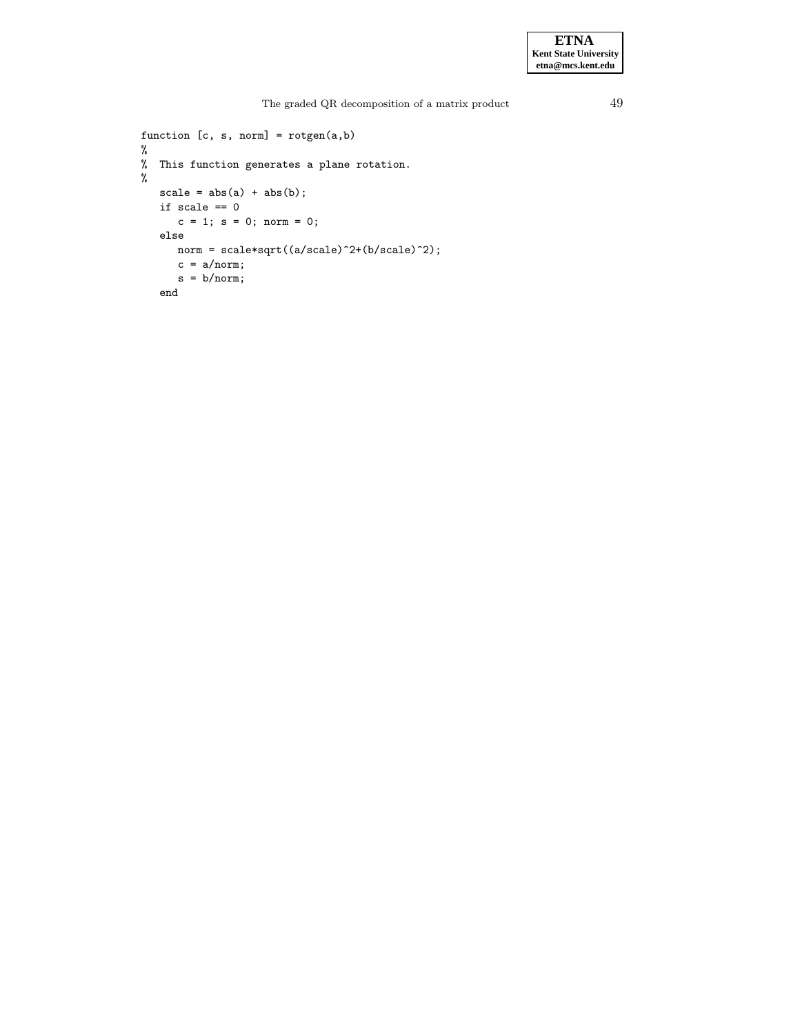```
function [c, s, norm] = rotgen(a,b)
%
%  This function generates a plane rotation.
%
   scale = abs(a) + abs(b);
   if scale == 0
      c = 1; s = 0; norm = 0;
   else
      norm = scale*sqrt((a/scale)^2+(b/scale)^2);
      c = a/norm;
      s = b/norm;
   end
```